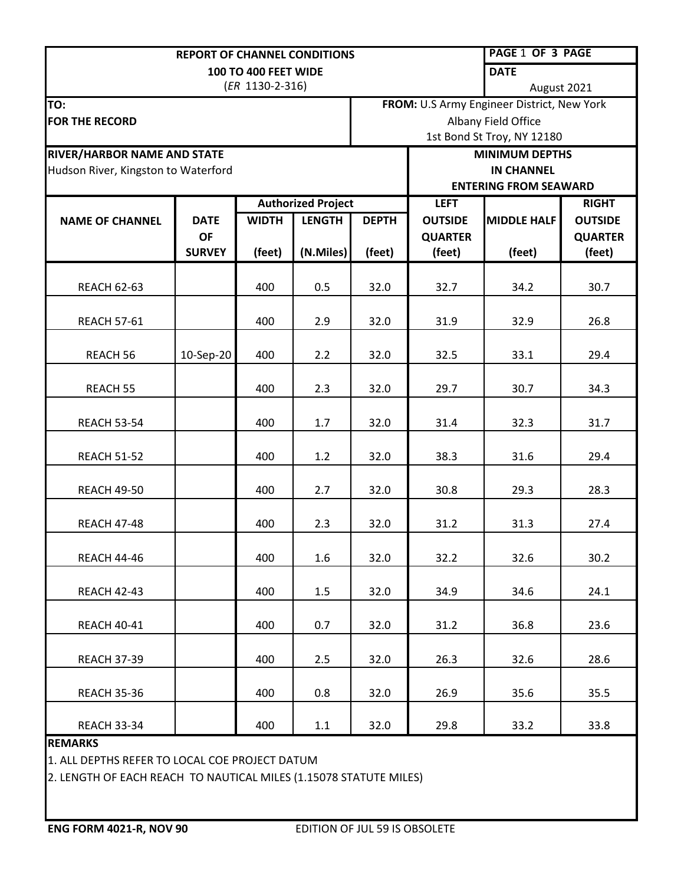**REPORT OF CHANNEL CONDITIONS**
**100 TO 400 FEET WIDE**
(*ER* 1130-2-316)

**DATE:** August 2021

**TO:**
**FOR THE RECORD**

**FROM:** U.S Army Engineer District, New York
Albany Field Office
1st Bond St Troy, NY 12180

**RIVER/HARBOR NAME AND STATE**
Hudson River, Kingston to Waterford

| NAME OF CHANNEL | DATE OF SURVEY | Authorized Project | | | MINIMUM DEPTHS IN CHANNEL ENTERING FROM SEAWARD | | |
|---|---|---|---|---|---|---|---|
| | | WIDTH (feet) | LENGTH (N.Miles) | DEPTH (feet) | LEFT OUTSIDE QUARTER (feet) | MIDDLE HALF (feet) | RIGHT OUTSIDE QUARTER (feet) |
| REACH 62-63 | | 400 | 0.5 | 32.0 | 32.7 | 34.2 | 30.7 |
| REACH 57-61 | | 400 | 2.9 | 32.0 | 31.9 | 32.9 | 26.8 |
| REACH 56 | 10-Sep-20 | 400 | 2.2 | 32.0 | 32.5 | 33.1 | 29.4 |
| REACH 55 | | 400 | 2.3 | 32.0 | 29.7 | 30.7 | 34.3 |
| REACH 53-54 | | 400 | 1.7 | 32.0 | 31.4 | 32.3 | 31.7 |
| REACH 51-52 | | 400 | 1.2 | 32.0 | 38.3 | 31.6 | 29.4 |
| REACH 49-50 | | 400 | 2.7 | 32.0 | 30.8 | 29.3 | 28.3 |
| REACH 47-48 | | 400 | 2.3 | 32.0 | 31.2 | 31.3 | 27.4 |
| REACH 44-46 | | 400 | 1.6 | 32.0 | 32.2 | 32.6 | 30.2 |
| REACH 42-43 | | 400 | 1.5 | 32.0 | 34.9 | 34.6 | 24.1 |
| REACH 40-41 | | 400 | 0.7 | 32.0 | 31.2 | 36.8 | 23.6 |
| REACH 37-39 | | 400 | 2.5 | 32.0 | 26.3 | 32.6 | 28.6 |
| REACH 35-36 | | 400 | 0.8 | 32.0 | 26.9 | 35.6 | 35.5 |
| REACH 33-34 | | 400 | 1.1 | 32.0 | 29.8 | 33.2 | 33.8 |

**REMARKS**

1. ALL DEPTHS REFER TO LOCAL COE PROJECT DATUM
2. LENGTH OF EACH REACH TO NAUTICAL MILES (1.15078 STATUTE MILES)

**ENG FORM 4021-R, NOV 90** EDITION OF JUL 59 IS OBSOLETE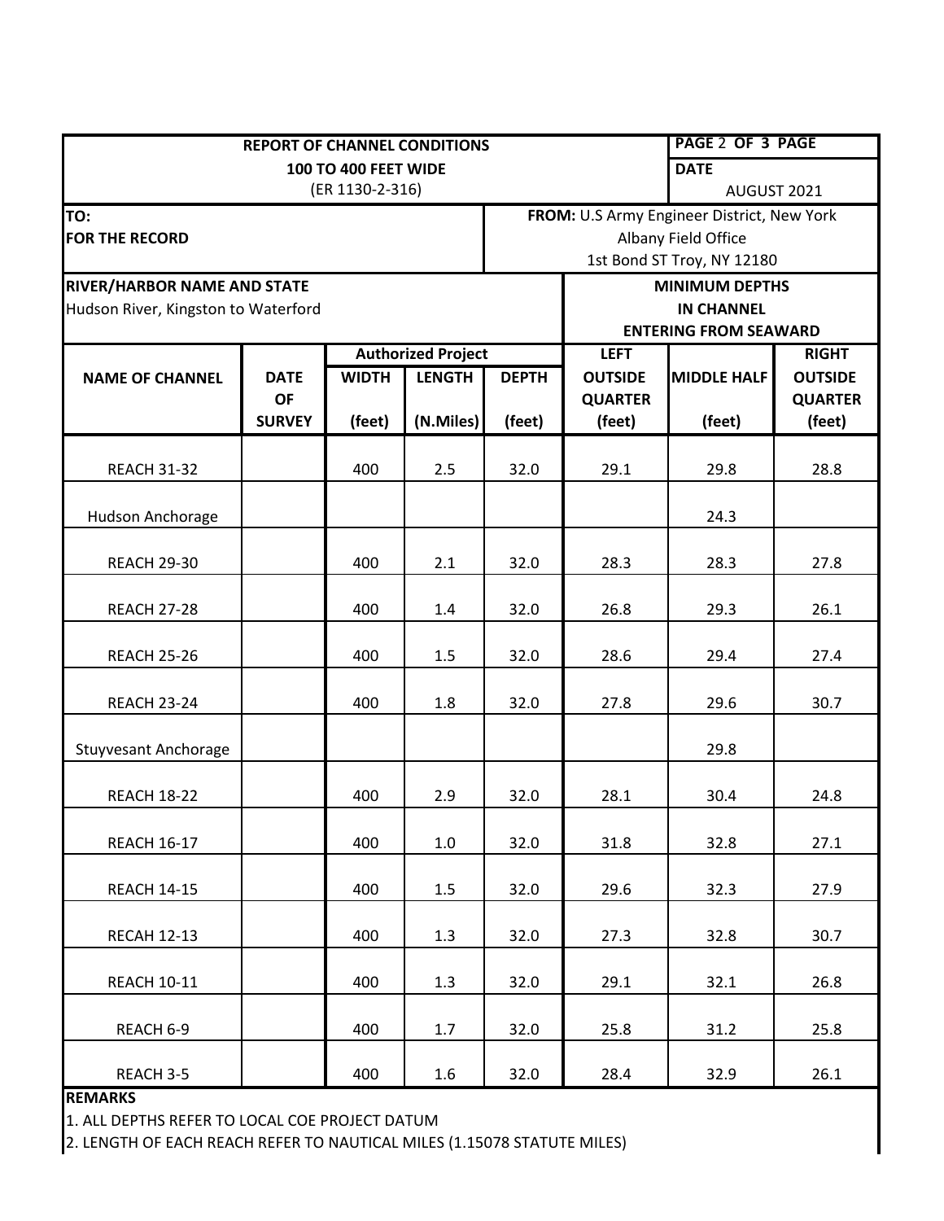**REPORT OF CHANNEL CONDITIONS**
**100 TO 400 FEET WIDE**
(ER 1130-2-316)

**PAGE** 2 **OF 3 PAGE**

**DATE** AUGUST 2021

**TO:**
**FOR THE RECORD**

**FROM:** U.S Army Engineer District, New York
Albany Field Office
1st Bond ST Troy, NY 12180

**RIVER/HARBOR NAME AND STATE**
Hudson River, Kingston to Waterford

| NAME OF CHANNEL | DATE OF SURVEY | Authorized Project | | | MINIMUM DEPTHS IN CHANNEL ENTERING FROM SEAWARD | | |
|---|---|---|---|---|---|---|---|
| | | WIDTH (feet) | LENGTH (N.Miles) | DEPTH (feet) | LEFT OUTSIDE QUARTER (feet) | MIDDLE HALF (feet) | RIGHT OUTSIDE QUARTER (feet) |
| REACH 31-32 | | 400 | 2.5 | 32.0 | 29.1 | 29.8 | 28.8 |
| Hudson Anchorage | | | | | | 24.3 | |
| REACH 29-30 | | 400 | 2.1 | 32.0 | 28.3 | 28.3 | 27.8 |
| REACH 27-28 | | 400 | 1.4 | 32.0 | 26.8 | 29.3 | 26.1 |
| REACH 25-26 | | 400 | 1.5 | 32.0 | 28.6 | 29.4 | 27.4 |
| REACH 23-24 | | 400 | 1.8 | 32.0 | 27.8 | 29.6 | 30.7 |
| Stuyvesant Anchorage | | | | | | 29.8 | |
| REACH 18-22 | | 400 | 2.9 | 32.0 | 28.1 | 30.4 | 24.8 |
| REACH 16-17 | | 400 | 1.0 | 32.0 | 31.8 | 32.8 | 27.1 |
| REACH 14-15 | | 400 | 1.5 | 32.0 | 29.6 | 32.3 | 27.9 |
| RECAH 12-13 | | 400 | 1.3 | 32.0 | 27.3 | 32.8 | 30.7 |
| REACH 10-11 | | 400 | 1.3 | 32.0 | 29.1 | 32.1 | 26.8 |
| REACH 6-9 | | 400 | 1.7 | 32.0 | 25.8 | 31.2 | 25.8 |
| REACH 3-5 | | 400 | 1.6 | 32.0 | 28.4 | 32.9 | 26.1 |

**REMARKS**

1. ALL DEPTHS REFER TO LOCAL COE PROJECT DATUM
2. LENGTH OF EACH REACH REFER TO NAUTICAL MILES (1.15078 STATUTE MILES)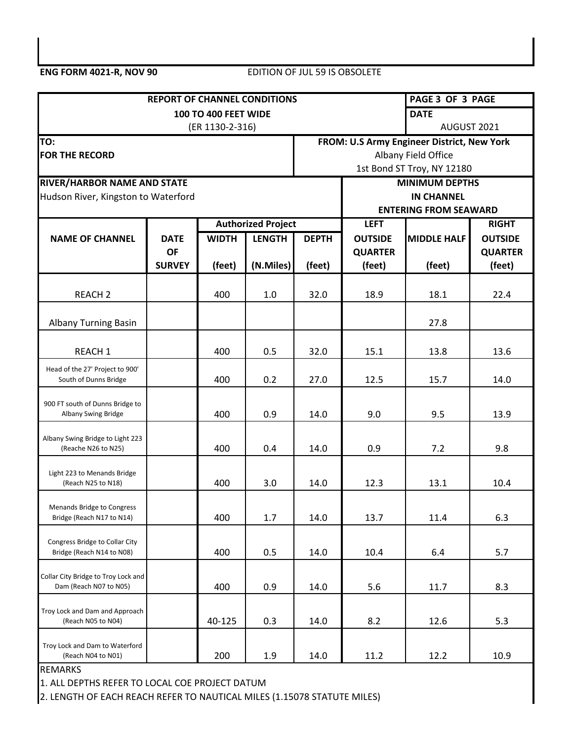**ENG FORM 4021-R, NOV 90** EDITION OF JUL 59 IS OBSOLETE

| REPORT OF CHANNEL CONDITIONS 100 TO 400 FEET WIDE (ER 1130-2-316) | PAGE 3 OF 3 PAGE |
|---|---|
| | DATE AUGUST 2021 |

| TO: FOR THE RECORD | FROM: U.S Army Engineer District, New York Albany Field Office 1st Bond ST Troy, NY 12180 |
|---|---|

| RIVER/HARBOR NAME AND STATE | MINIMUM DEPTHS IN CHANNEL ENTERING FROM SEAWARD |
|---|---|
| Hudson River, Kingston to Waterford | |

| NAME OF CHANNEL | DATE OF SURVEY | Authorized Project | | | LEFT OUTSIDE QUARTER | MIDDLE HALF | RIGHT OUTSIDE QUARTER |
|---|---|---|---|---|---|---|---|
| | | WIDTH (feet) | LENGTH (N.Miles) | DEPTH (feet) | (feet) | (feet) | (feet) |
| REACH 2 | | 400 | 1.0 | 32.0 | 18.9 | 18.1 | 22.4 |
| Albany Turning Basin | | | | | | 27.8 | |
| REACH 1 | | 400 | 0.5 | 32.0 | 15.1 | 13.8 | 13.6 |
| Head of the 27' Project to 900' South of Dunns Bridge | | 400 | 0.2 | 27.0 | 12.5 | 15.7 | 14.0 |
| 900 FT south of Dunns Bridge to Albany Swing Bridge | | 400 | 0.9 | 14.0 | 9.0 | 9.5 | 13.9 |
| Albany Swing Bridge to Light 223 (Reache N26 to N25) | | 400 | 0.4 | 14.0 | 0.9 | 7.2 | 9.8 |
| Light 223 to Menands Bridge (Reach N25 to N18) | | 400 | 3.0 | 14.0 | 12.3 | 13.1 | 10.4 |
| Menands Bridge to Congress Bridge (Reach N17 to N14) | | 400 | 1.7 | 14.0 | 13.7 | 11.4 | 6.3 |
| Congress Bridge to Collar City Bridge (Reach N14 to N08) | | 400 | 0.5 | 14.0 | 10.4 | 6.4 | 5.7 |
| Collar City Bridge to Troy Lock and Dam (Reach N07 to N05) | | 400 | 0.9 | 14.0 | 5.6 | 11.7 | 8.3 |
| Troy Lock and Dam and Approach (Reach N05 to N04) | | 40-125 | 0.3 | 14.0 | 8.2 | 12.6 | 5.3 |
| Troy Lock and Dam to Waterford (Reach N04 to N01) | | 200 | 1.9 | 14.0 | 11.2 | 12.2 | 10.9 |

REMARKS

1. ALL DEPTHS REFER TO LOCAL COE PROJECT DATUM
2. LENGTH OF EACH REACH REFER TO NAUTICAL MILES (1.15078 STATUTE MILES)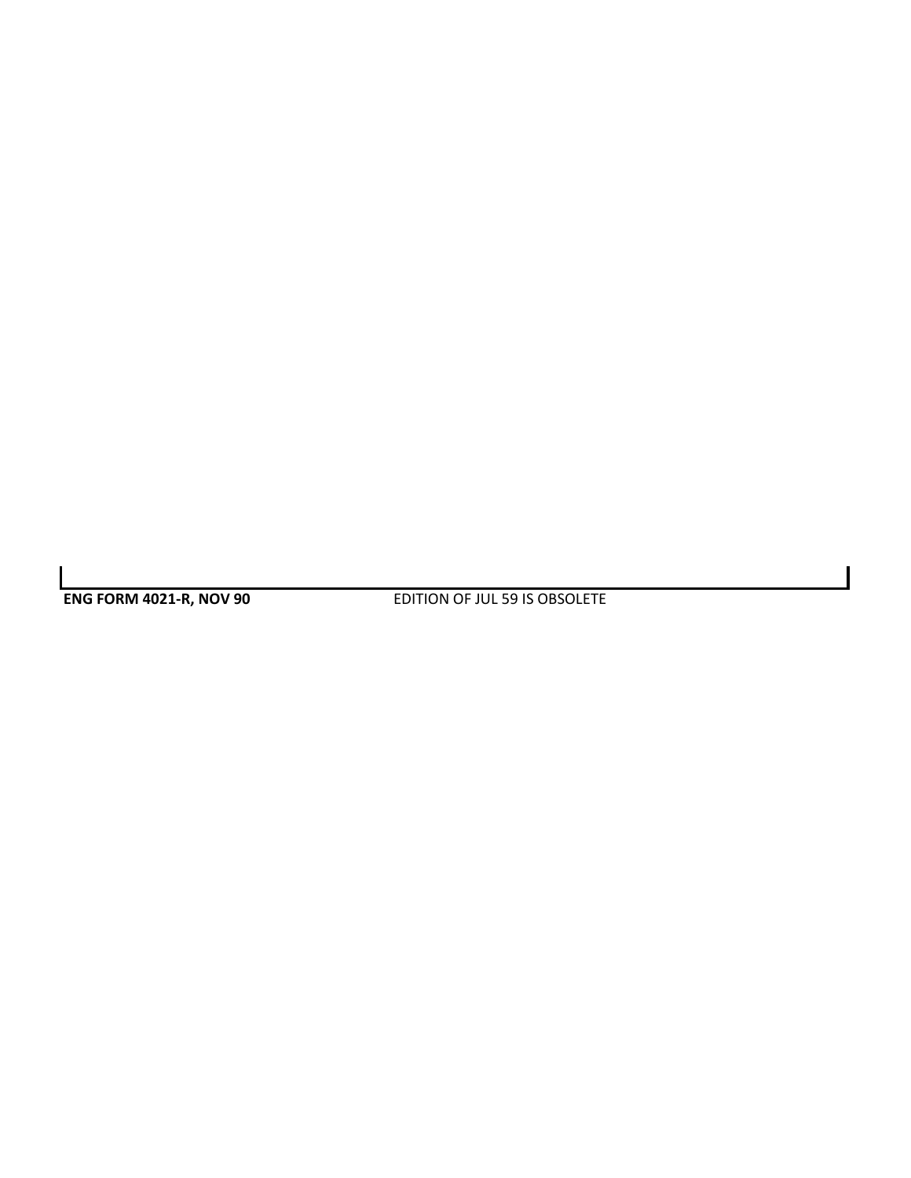**ENG FORM 4021-R, NOV 90** EDITION OF JUL 59 IS OBSOLETE